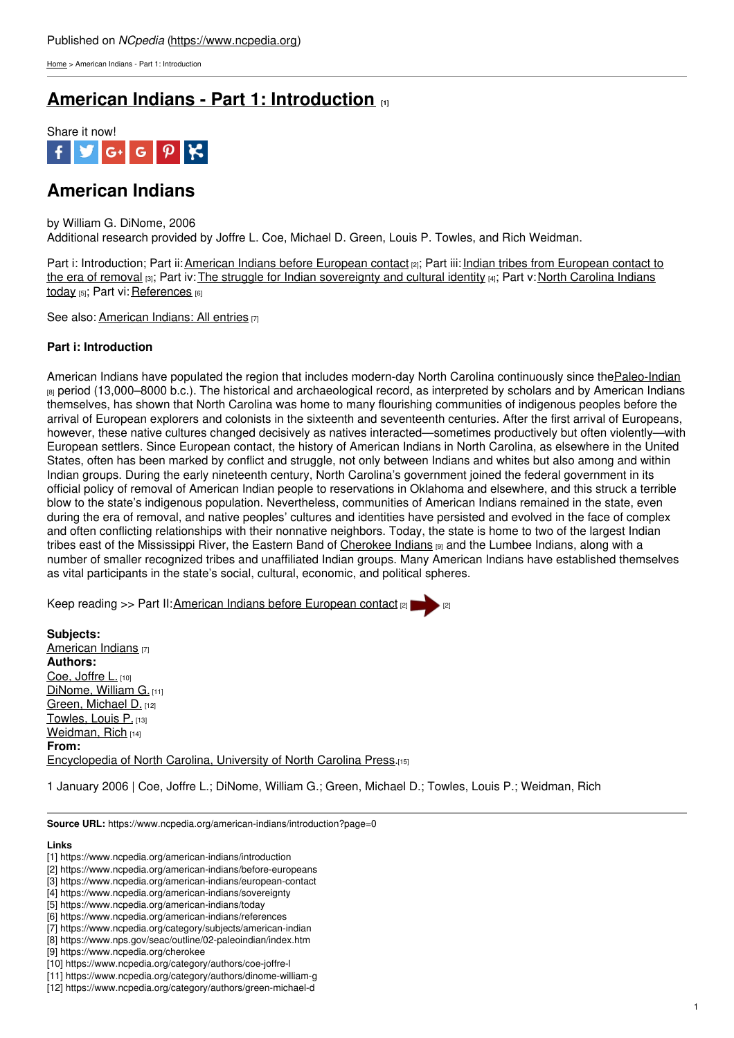Published on *NCpedia* (https://www.ncpedia.org)

Home > American Indians - Part 1: Introduction

# American Indians - Part 1: Introduction [1]

Share it now!

## American Indians

by William G. DiNome, 2006
Additional research provided by Joffre L. Coe, Michael D. Green, Louis P. Towles, and Rich Weidman.

Part i: Introduction; Part ii: American Indians before European contact [2]; Part iii: Indian tribes from European contact to the era of removal [3]; Part iv: The struggle for Indian sovereignty and cultural identity [4]; Part v: North Carolina Indians today [5]; Part vi: References [6]

See also: American Indians: All entries [7]

**Part i: Introduction**

American Indians have populated the region that includes modern-day North Carolina continuously since the Paleo-Indian [8] period (13,000–8000 b.c.). The historical and archaeological record, as interpreted by scholars and by American Indians themselves, has shown that North Carolina was home to many flourishing communities of indigenous peoples before the arrival of European explorers and colonists in the sixteenth and seventeenth centuries. After the first arrival of Europeans, however, these native cultures changed decisively as natives interacted—sometimes productively but often violently—with European settlers. Since European contact, the history of American Indians in North Carolina, as elsewhere in the United States, often has been marked by conflict and struggle, not only between Indians and whites but also among and within Indian groups. During the early nineteenth century, North Carolina's government joined the federal government in its official policy of removal of American Indian people to reservations in Oklahoma and elsewhere, and this struck a terrible blow to the state's indigenous population. Nevertheless, communities of American Indians remained in the state, even during the era of removal, and native peoples' cultures and identities have persisted and evolved in the face of complex and often conflicting relationships with their nonnative neighbors. Today, the state is home to two of the largest Indian tribes east of the Mississippi River, the Eastern Band of Cherokee Indians [9] and the Lumbee Indians, along with a number of smaller recognized tribes and unaffiliated Indian groups. Many American Indians have established themselves as vital participants in the state's social, cultural, economic, and political spheres.

Keep reading >> Part II: American Indians before European contact [2] [2]

**Subjects:**
American Indians [7]
**Authors:**
Coe, Joffre L. [10]
DiNome, William G. [11]
Green, Michael D. [12]
Towles, Louis P. [13]
Weidman, Rich [14]
**From:**
Encyclopedia of North Carolina, University of North Carolina Press. [15]

1 January 2006 | Coe, Joffre L.; DiNome, William G.; Green, Michael D.; Towles, Louis P.; Weidman, Rich

**Source URL:** https://www.ncpedia.org/american-indians/introduction?page=0

**Links**
[1] https://www.ncpedia.org/american-indians/introduction
[2] https://www.ncpedia.org/american-indians/before-europeans
[3] https://www.ncpedia.org/american-indians/european-contact
[4] https://www.ncpedia.org/american-indians/sovereignty
[5] https://www.ncpedia.org/american-indians/today
[6] https://www.ncpedia.org/american-indians/references
[7] https://www.ncpedia.org/category/subjects/american-indian
[8] https://www.nps.gov/seac/outline/02-paleoindian/index.htm
[9] https://www.ncpedia.org/cherokee
[10] https://www.ncpedia.org/category/authors/coe-joffre-l
[11] https://www.ncpedia.org/category/authors/dinome-william-g
[12] https://www.ncpedia.org/category/authors/green-michael-d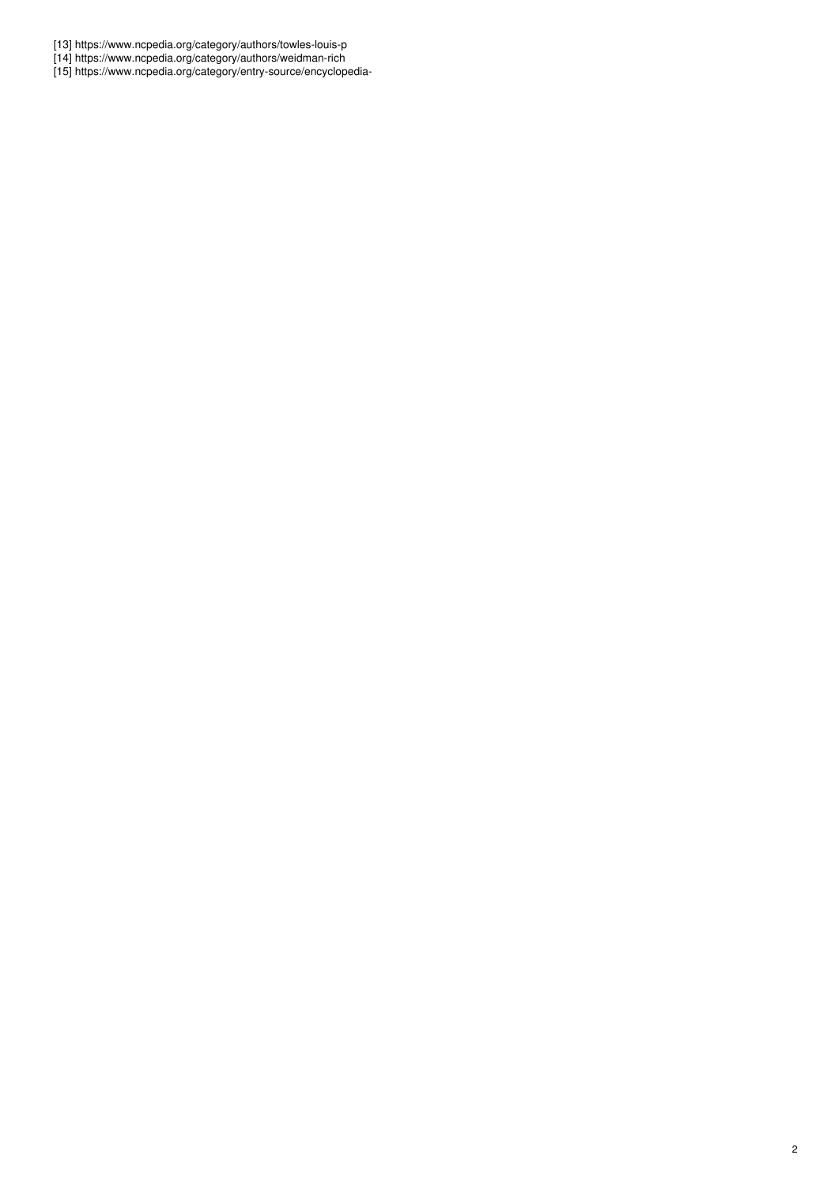[13] https://www.ncpedia.org/category/authors/towles-louis-p
[14] https://www.ncpedia.org/category/authors/weidman-rich
[15] https://www.ncpedia.org/category/entry-source/encyclopedia-